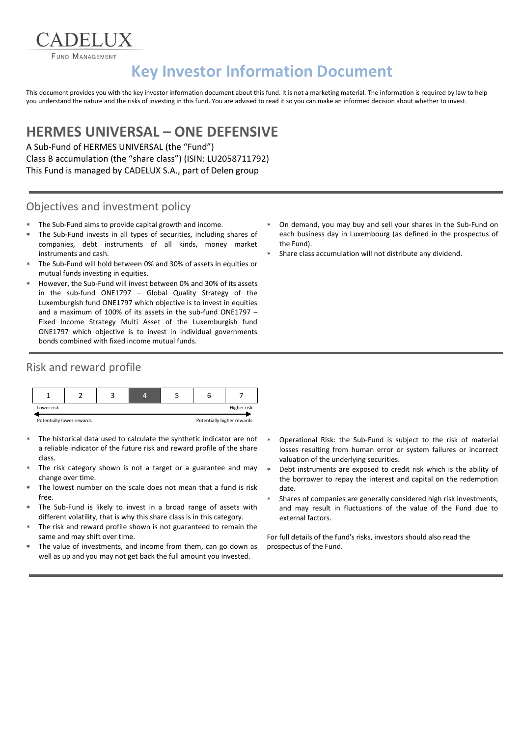CADELUX

Fund Management

# Key Investor Information Document

This document provides you with the key investor information document about this fund. It is not a marketing material. The information is required by law to help you understand the nature and the risks of investing in this fund. You are advised to read it so you can make an informed decision about whether to invest.

## HERMES UNIVERSAL – ONE DEFENSIVE

A Sub-Fund of HERMES UNIVERSAL (the "Fund")
Class B accumulation (the "share class") (ISIN: LU2058711792)
This Fund is managed by CADELUX S.A., part of Delen group

### Objectives and investment policy

- The Sub-Fund aims to provide capital growth and income.
- The Sub-Fund invests in all types of securities, including shares of companies, debt instruments of all kinds, money market instruments and cash.
- The Sub-Fund will hold between 0% and 30% of assets in equities or mutual funds investing in equities.
- However, the Sub-Fund will invest between 0% and 30% of its assets in the sub-fund ONE1797 – Global Quality Strategy of the Luxemburgish fund ONE1797 which objective is to invest in equities and a maximum of 100% of its assets in the sub-fund ONE1797 – Fixed Income Strategy Multi Asset of the Luxemburgish fund ONE1797 which objective is to invest in individual governments bonds combined with fixed income mutual funds.
- On demand, you may buy and sell your shares in the Sub-Fund on each business day in Luxembourg (as defined in the prospectus of the Fund).
- Share class accumulation will not distribute any dividend.

### Risk and reward profile

| 1 | 2 | 3 | **4** | 5 | 6 | 7 |
|---|---|---|---|---|---|---|

Lower risk — Higher risk

Potentially lower rewards — Potentially higher rewards

- The historical data used to calculate the synthetic indicator are not a reliable indicator of the future risk and reward profile of the share class.
- The risk category shown is not a target or a guarantee and may change over time.
- The lowest number on the scale does not mean that a fund is risk free.
- The Sub-Fund is likely to invest in a broad range of assets with different volatility, that is why this share class is in this category.
- The risk and reward profile shown is not guaranteed to remain the same and may shift over time.
- The value of investments, and income from them, can go down as well as up and you may not get back the full amount you invested.
- Operational Risk: the Sub-Fund is subject to the risk of material losses resulting from human error or system failures or incorrect valuation of the underlying securities.
- Debt instruments are exposed to credit risk which is the ability of the borrower to repay the interest and capital on the redemption date.
- Shares of companies are generally considered high risk investments, and may result in fluctuations of the value of the Fund due to external factors.

For full details of the fund's risks, investors should also read the prospectus of the Fund.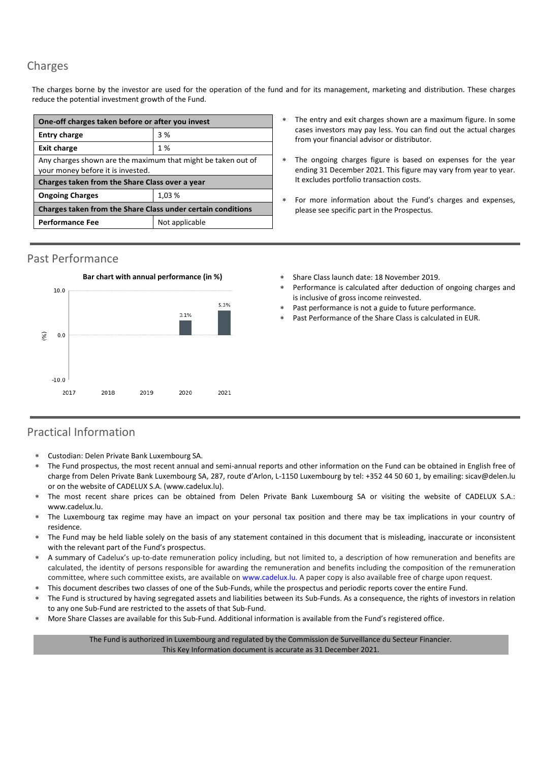## Charges

The charges borne by the investor are used for the operation of the fund and for its management, marketing and distribution. These charges reduce the potential investment growth of the Fund.

| One-off charges taken before or after you invest | |
|---|---|
| **Entry charge** | 3 % |
| **Exit charge** | 1 % |
| Any charges shown are the maximum that might be taken out of your money before it is invested. | |
| **Charges taken from the Share Class over a year** | |
| **Ongoing Charges** | 1,03 % |
| **Charges taken from the Share Class under certain conditions** | |
| **Performance Fee** | Not applicable |

- The entry and exit charges shown are a maximum figure. In some cases investors may pay less. You can find out the actual charges from your financial advisor or distributor.
- The ongoing charges figure is based on expenses for the year ending 31 December 2021. This figure may vary from year to year. It excludes portfolio transaction costs.
- For more information about the Fund's charges and expenses, please see specific part in the Prospectus.

## Past Performance

**Bar chart with annual performance (in %)**

(%)

10.0

0.0

-10.0

2017 2018 2019 2020 2021

3.1%

5.3%

- Share Class launch date: 18 November 2019.
- Performance is calculated after deduction of ongoing charges and is inclusive of gross income reinvested.
- Past performance is not a guide to future performance.
- Past Performance of the Share Class is calculated in EUR.

## Practical Information

- Custodian: Delen Private Bank Luxembourg SA.
- The Fund prospectus, the most recent annual and semi-annual reports and other information on the Fund can be obtained in English free of charge from Delen Private Bank Luxembourg SA, 287, route d'Arlon, L-1150 Luxembourg by tel: +352 44 50 60 1, by emailing: sicav@delen.lu or on the website of CADELUX S.A. (www.cadelux.lu).
- The most recent share prices can be obtained from Delen Private Bank Luxembourg SA or visiting the website of CADELUX S.A.: www.cadelux.lu.
- The Luxembourg tax regime may have an impact on your personal tax position and there may be tax implications in your country of residence.
- The Fund may be held liable solely on the basis of any statement contained in this document that is misleading, inaccurate or inconsistent with the relevant part of the Fund's prospectus.
- A summary of Cadelux's up-to-date remuneration policy including, but not limited to, a description of how remuneration and benefits are calculated, the identity of persons responsible for awarding the remuneration and benefits including the composition of the remuneration committee, where such committee exists, are available on www.cadelux.lu. A paper copy is also available free of charge upon request.
- This document describes two classes of one of the Sub-Funds, while the prospectus and periodic reports cover the entire Fund.
- The Fund is structured by having segregated assets and liabilities between its Sub-Funds. As a consequence, the rights of investors in relation to any one Sub-Fund are restricted to the assets of that Sub-Fund.
- More Share Classes are available for this Sub-Fund. Additional information is available from the Fund's registered office.

The Fund is authorized in Luxembourg and regulated by the Commission de Surveillance du Secteur Financier.
This Key Information document is accurate as 31 December 2021.